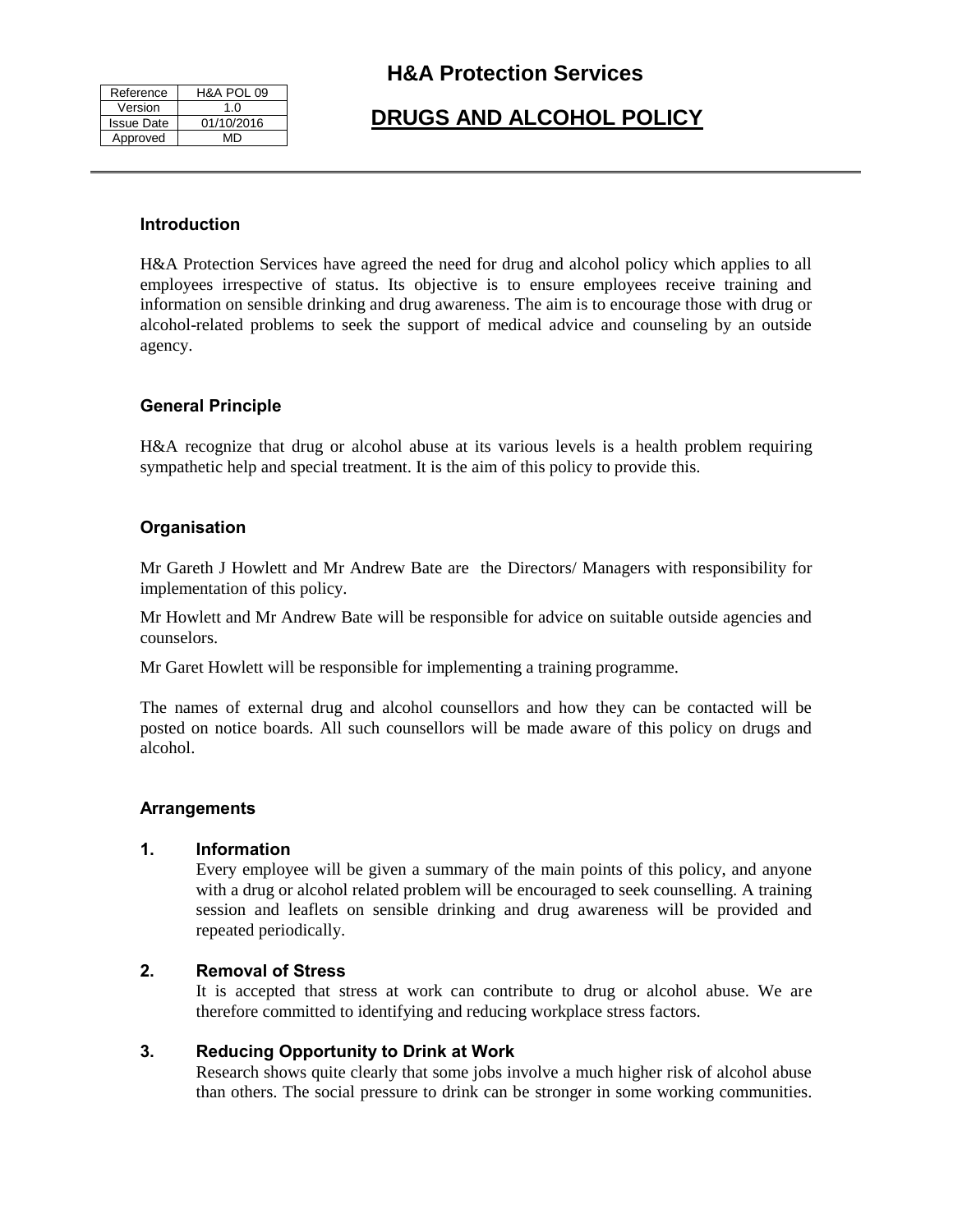| Reference | H&A POL 09 |
| --- | --- |
| Version | 1.0 |
| Issue Date | 01/10/2016 |
| Approved | MD |

# H&A Protection Services

## DRUGS AND ALCOHOL POLICY

### Introduction

H&A Protection Services have agreed the need for drug and alcohol policy which applies to all employees irrespective of status. Its objective is to ensure employees receive training and information on sensible drinking and drug awareness. The aim is to encourage those with drug or alcohol-related problems to seek the support of medical advice and counseling by an outside agency.

### General Principle

H&A recognize that drug or alcohol abuse at its various levels is a health problem requiring sympathetic help and special treatment. It is the aim of this policy to provide this.

### Organisation

Mr Gareth J Howlett and Mr Andrew Bate are the Directors/ Managers with responsibility for implementation of this policy.

Mr Howlett and Mr Andrew Bate will be responsible for advice on suitable outside agencies and counselors.

Mr Garet Howlett will be responsible for implementing a training programme.

The names of external drug and alcohol counsellors and how they can be contacted will be posted on notice boards. All such counsellors will be made aware of this policy on drugs and alcohol.

### Arrangements

**1. Information**

Every employee will be given a summary of the main points of this policy, and anyone with a drug or alcohol related problem will be encouraged to seek counselling. A training session and leaflets on sensible drinking and drug awareness will be provided and repeated periodically.

**2. Removal of Stress**

It is accepted that stress at work can contribute to drug or alcohol abuse. We are therefore committed to identifying and reducing workplace stress factors.

**3. Reducing Opportunity to Drink at Work**

Research shows quite clearly that some jobs involve a much higher risk of alcohol abuse than others. The social pressure to drink can be stronger in some working communities.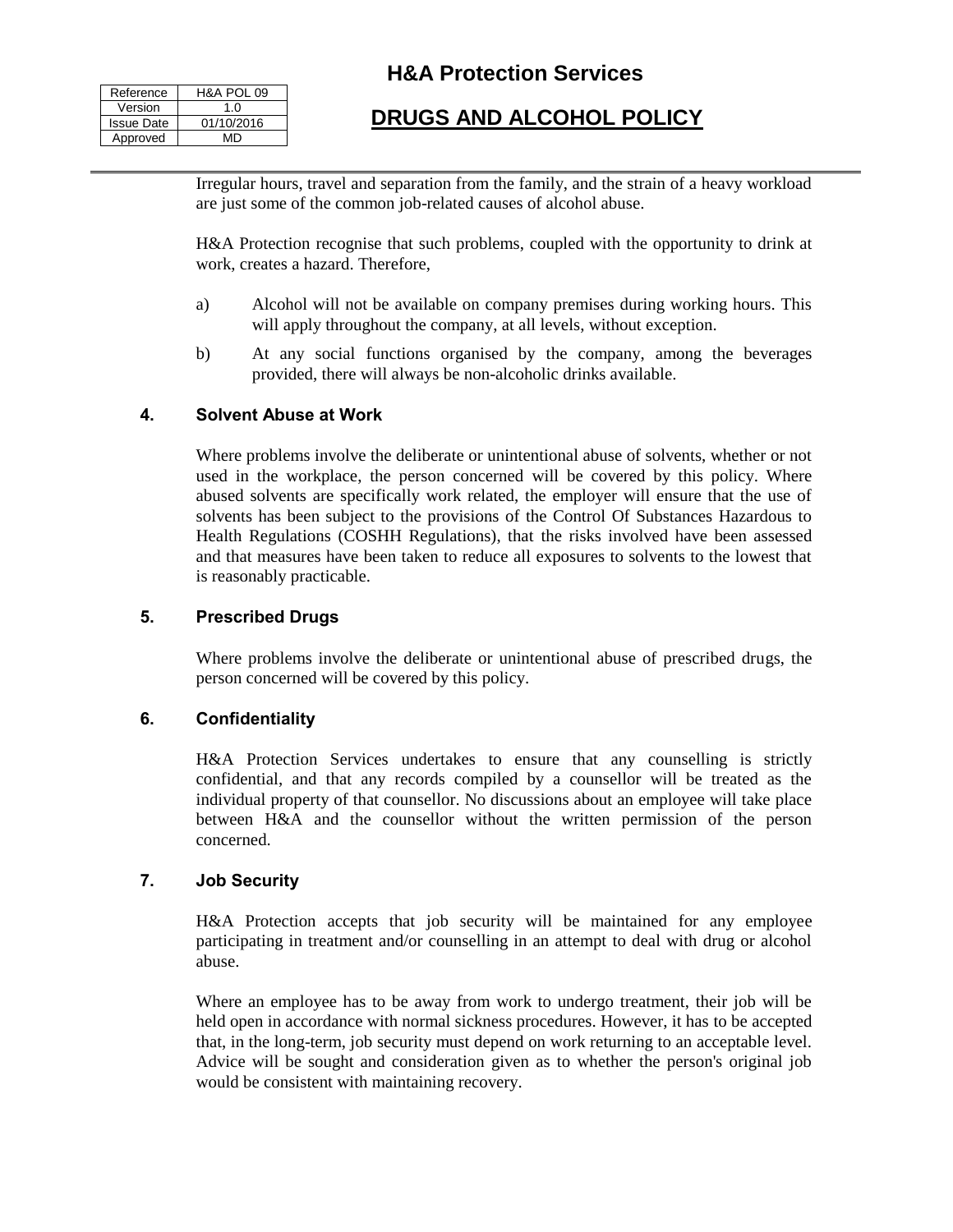Irregular hours, travel and separation from the family, and the strain of a heavy workload are just some of the common job-related causes of alcohol abuse.

H&A Protection recognise that such problems, coupled with the opportunity to drink at work, creates a hazard. Therefore,

a) Alcohol will not be available on company premises during working hours. This will apply throughout the company, at all levels, without exception.

b) At any social functions organised by the company, among the beverages provided, there will always be non-alcoholic drinks available.

### 4. Solvent Abuse at Work

Where problems involve the deliberate or unintentional abuse of solvents, whether or not used in the workplace, the person concerned will be covered by this policy. Where abused solvents are specifically work related, the employer will ensure that the use of solvents has been subject to the provisions of the Control Of Substances Hazardous to Health Regulations (COSHH Regulations), that the risks involved have been assessed and that measures have been taken to reduce all exposures to solvents to the lowest that is reasonably practicable.

### 5. Prescribed Drugs

Where problems involve the deliberate or unintentional abuse of prescribed drugs, the person concerned will be covered by this policy.

### 6. Confidentiality

H&A Protection Services undertakes to ensure that any counselling is strictly confidential, and that any records compiled by a counsellor will be treated as the individual property of that counsellor. No discussions about an employee will take place between H&A and the counsellor without the written permission of the person concerned.

### 7. Job Security

H&A Protection accepts that job security will be maintained for any employee participating in treatment and/or counselling in an attempt to deal with drug or alcohol abuse.

Where an employee has to be away from work to undergo treatment, their job will be held open in accordance with normal sickness procedures. However, it has to be accepted that, in the long-term, job security must depend on work returning to an acceptable level. Advice will be sought and consideration given as to whether the person's original job would be consistent with maintaining recovery.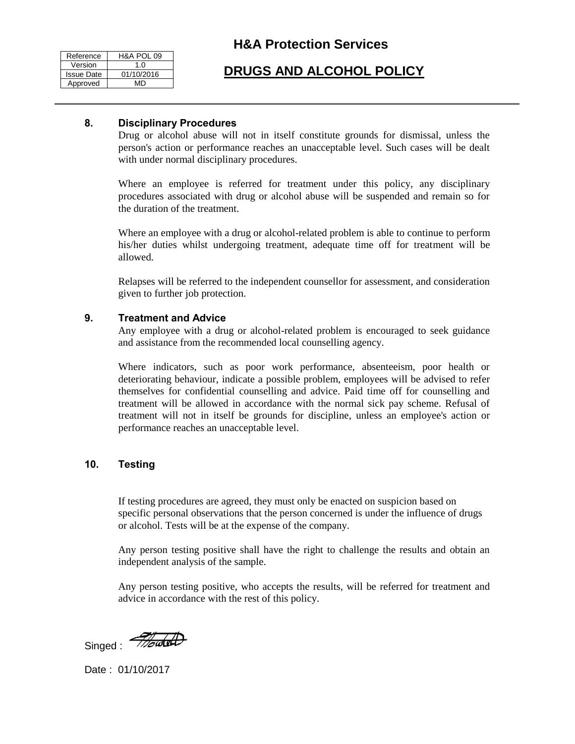| Reference | H&A POL 09 |
| --- | --- |
| Version | 1.0 |
| Issue Date | 01/10/2016 |
| Approved | MD |

# H&A Protection Services

## DRUGS AND ALCOHOL POLICY

### 8. Disciplinary Procedures

Drug or alcohol abuse will not in itself constitute grounds for dismissal, unless the person's action or performance reaches an unacceptable level. Such cases will be dealt with under normal disciplinary procedures.

Where an employee is referred for treatment under this policy, any disciplinary procedures associated with drug or alcohol abuse will be suspended and remain so for the duration of the treatment.

Where an employee with a drug or alcohol-related problem is able to continue to perform his/her duties whilst undergoing treatment, adequate time off for treatment will be allowed.

Relapses will be referred to the independent counsellor for assessment, and consideration given to further job protection.

### 9. Treatment and Advice

Any employee with a drug or alcohol-related problem is encouraged to seek guidance and assistance from the recommended local counselling agency.

Where indicators, such as poor work performance, absenteeism, poor health or deteriorating behaviour, indicate a possible problem, employees will be advised to refer themselves for confidential counselling and advice. Paid time off for counselling and treatment will be allowed in accordance with the normal sick pay scheme. Refusal of treatment will not in itself be grounds for discipline, unless an employee's action or performance reaches an unacceptable level.

### 10. Testing

If testing procedures are agreed, they must only be enacted on suspicion based on specific personal observations that the person concerned is under the influence of drugs or alcohol. Tests will be at the expense of the company.

Any person testing positive shall have the right to challenge the results and obtain an independent analysis of the sample.

Any person testing positive, who accepts the results, will be referred for treatment and advice in accordance with the rest of this policy.

Singed :

Date : 01/10/2017